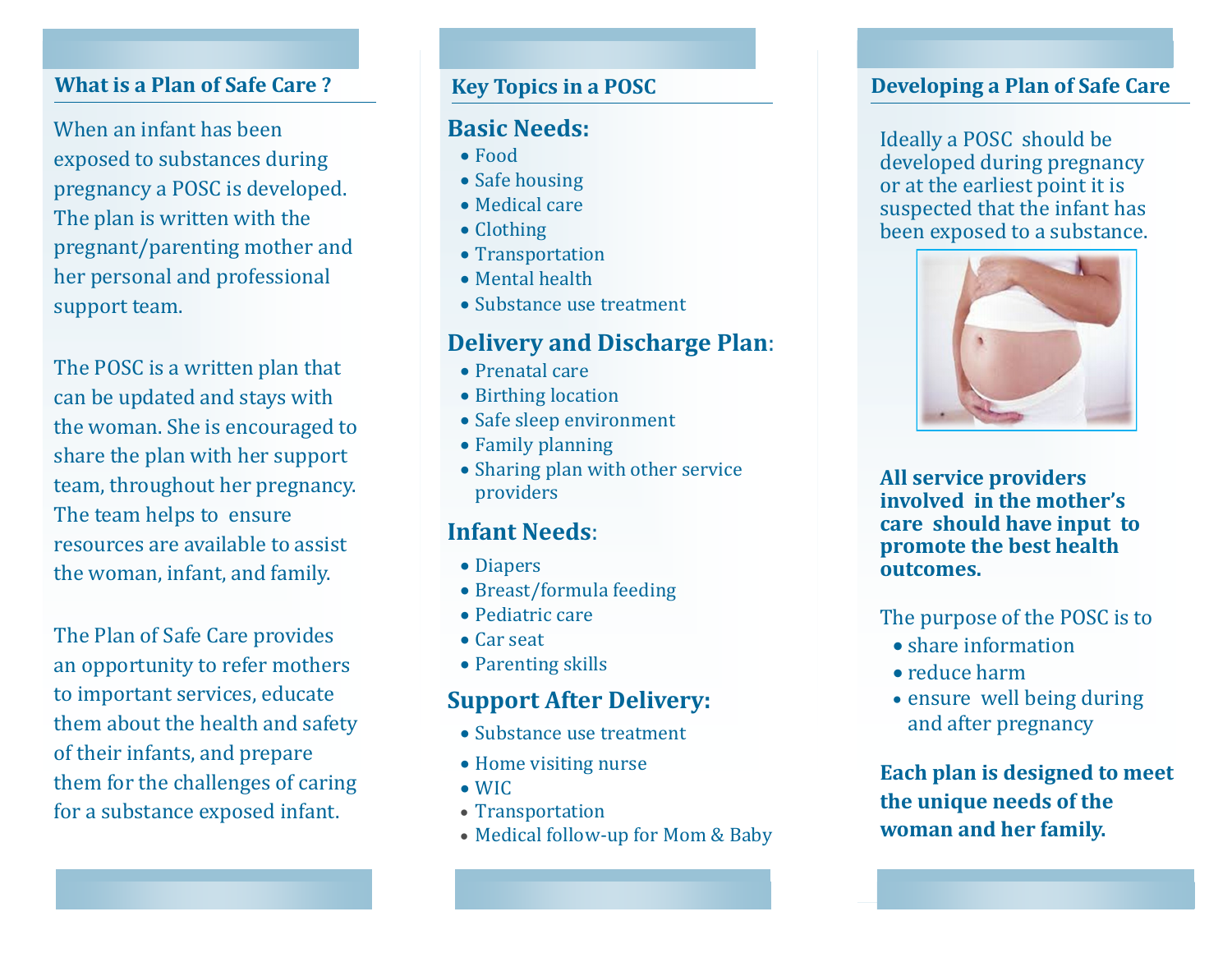## What is a Plan of Safe Care ?

When an infant has been exposed to substances during pregnancy a POSC is developed. The plan is written with the pregnant/parenting mother and her personal and professional support team.

The POSC is a written plan that can be updated and stays with the woman. She is encouraged to share the plan with her support team, throughout her pregnancy. The team helps to ensure resources are available to assist the woman, infant, and family.

The Plan of Safe Care provides an opportunity to refer mothers to important services, educate them about the health and safety of their infants, and prepare them for the challenges of caring for a substance exposed infant.

## Key Topics in a POSC

### Basic Needs:

- Food
- Safe housing
- Medical care
- Clothing
- Transportation
- Mental health
- Substance use treatment

### Delivery and Discharge Plan:

- Prenatal care
- Birthing location
- Safe sleep environment
- Family planning
- Sharing plan with other service providers

### Infant Needs:

- Diapers
- Breast/formula feeding
- Pediatric care
- Car seat
- Parenting skills

### Support After Delivery:

- Substance use treatment
- Home visiting nurse
- WIC
- Transportation
- Medical follow-up for Mom & Baby

## Developing a Plan of Safe Care

Ideally a POSC should be developed during pregnancy or at the earliest point it is suspected that the infant has been exposed to a substance.

**All service providers involved in the mother's care should have input to promote the best health outcomes.**

The purpose of the POSC is to

- share information
- reduce harm
- ensure well being during and after pregnancy

**Each plan is designed to meet the unique needs of the woman and her family.**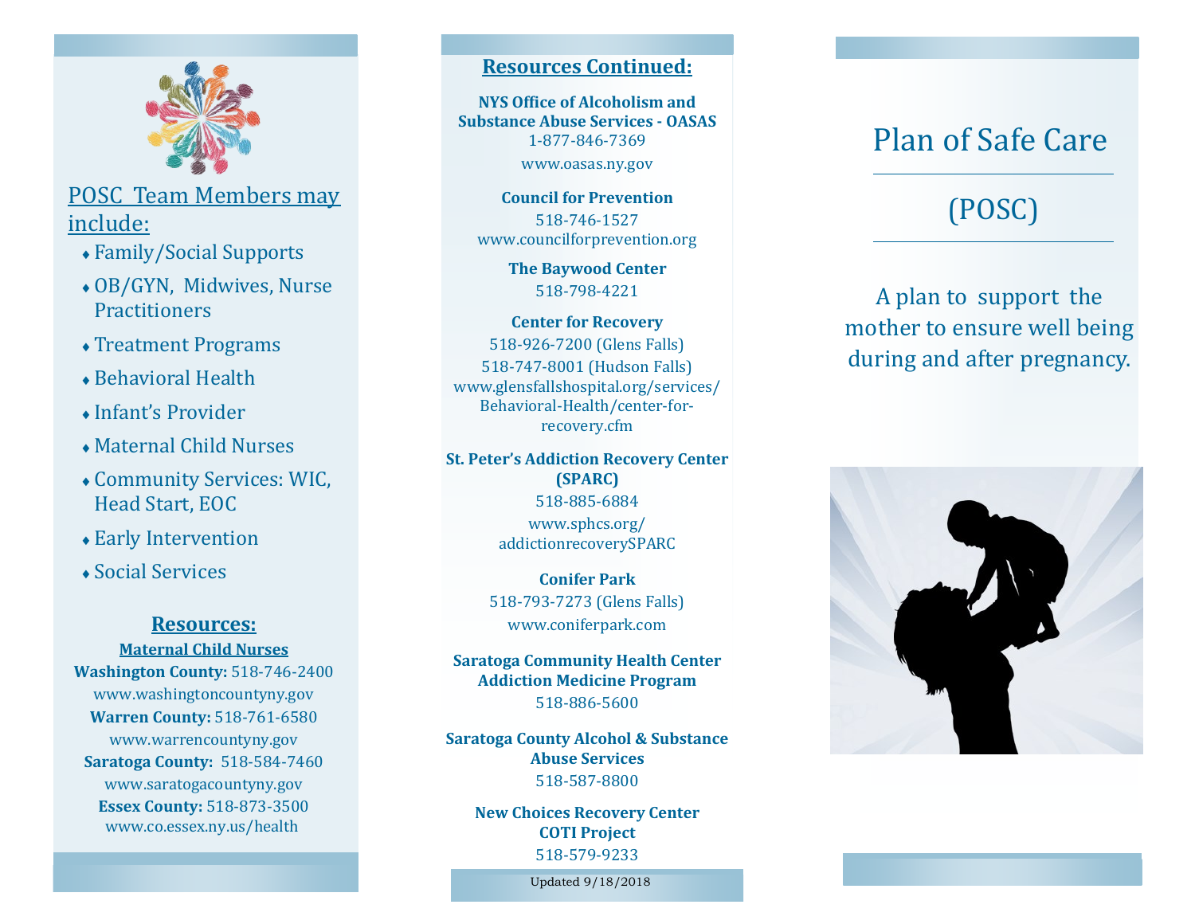## POSC Team Members may include:

- Family/Social Supports
- OB/GYN, Midwives, Nurse Practitioners
- Treatment Programs
- Behavioral Health
- Infant's Provider
- Maternal Child Nurses
- Community Services: WIC, Head Start, EOC
- Early Intervention
- Social Services

## Resources:

**Maternal Child Nurses**

**Washington County:** 518-746-2400
www.washingtoncountyny.gov

**Warren County:** 518-761-6580
www.warrencountyny.gov

**Saratoga County:** 518-584-7460
www.saratogacountyny.gov

**Essex County:** 518-873-3500
www.co.essex.ny.us/health

## Resources Continued:

**NYS Office of Alcoholism and Substance Abuse Services - OASAS**
1-877-846-7369
www.oasas.ny.gov

**Council for Prevention**
518-746-1527
www.councilforprevention.org

**The Baywood Center**
518-798-4221

**Center for Recovery**
518-926-7200 (Glens Falls)
518-747-8001 (Hudson Falls)
www.glensfallshospital.org/services/Behavioral-Health/center-for-recovery.cfm

**St. Peter's Addiction Recovery Center (SPARC)**
518-885-6884
www.sphcs.org/addictionrecoverySPARC

**Conifer Park**
518-793-7273 (Glens Falls)
www.coniferpark.com

**Saratoga Community Health Center Addiction Medicine Program**
518-886-5600

**Saratoga County Alcohol & Substance Abuse Services**
518-587-8800

**New Choices Recovery Center COTI Project**
518-579-9233

Updated 9/18/2018

# Plan of Safe Care

# (POSC)

A plan to support the mother to ensure well being during and after pregnancy.